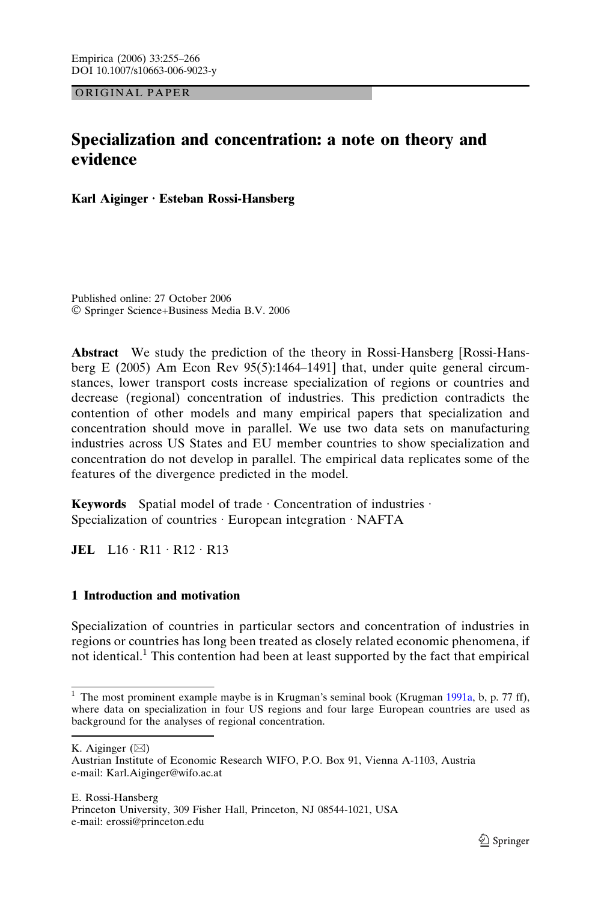ORIGINAL PAPER

# Specialization and concentration: a note on theory and evidence

**Karl Aiginger · Esteban Rossi-Hansberg**

Published online: 27 October 2006
© Springer Science+Business Media B.V. 2006

**Abstract** We study the prediction of the theory in Rossi-Hansberg [Rossi-Hansberg E (2005) Am Econ Rev 95(5):1464–1491] that, under quite general circumstances, lower transport costs increase specialization of regions or countries and decrease (regional) concentration of industries. This prediction contradicts the contention of other models and many empirical papers that specialization and concentration should move in parallel. We use two data sets on manufacturing industries across US States and EU member countries to show specialization and concentration do not develop in parallel. The empirical data replicates some of the features of the divergence predicted in the model.

**Keywords** Spatial model of trade · Concentration of industries · Specialization of countries · European integration · NAFTA

**JEL** L16 · R11 · R12 · R13

## 1 Introduction and motivation

Specialization of countries in particular sectors and concentration of industries in regions or countries has long been treated as closely related economic phenomena, if not identical.[1] This contention had been at least supported by the fact that empirical

[1] The most prominent example maybe is in Krugman's seminal book (Krugman 1991a, b, p. 77 ff), where data on specialization in four US regions and four large European countries are used as background for the analyses of regional concentration.

K. Aiginger (✉)
Austrian Institute of Economic Research WIFO, P.O. Box 91, Vienna A-1103, Austria
e-mail: Karl.Aiginger@wifo.ac.at

E. Rossi-Hansberg
Princeton University, 309 Fisher Hall, Princeton, NJ 08544-1021, USA
e-mail: erossi@princeton.edu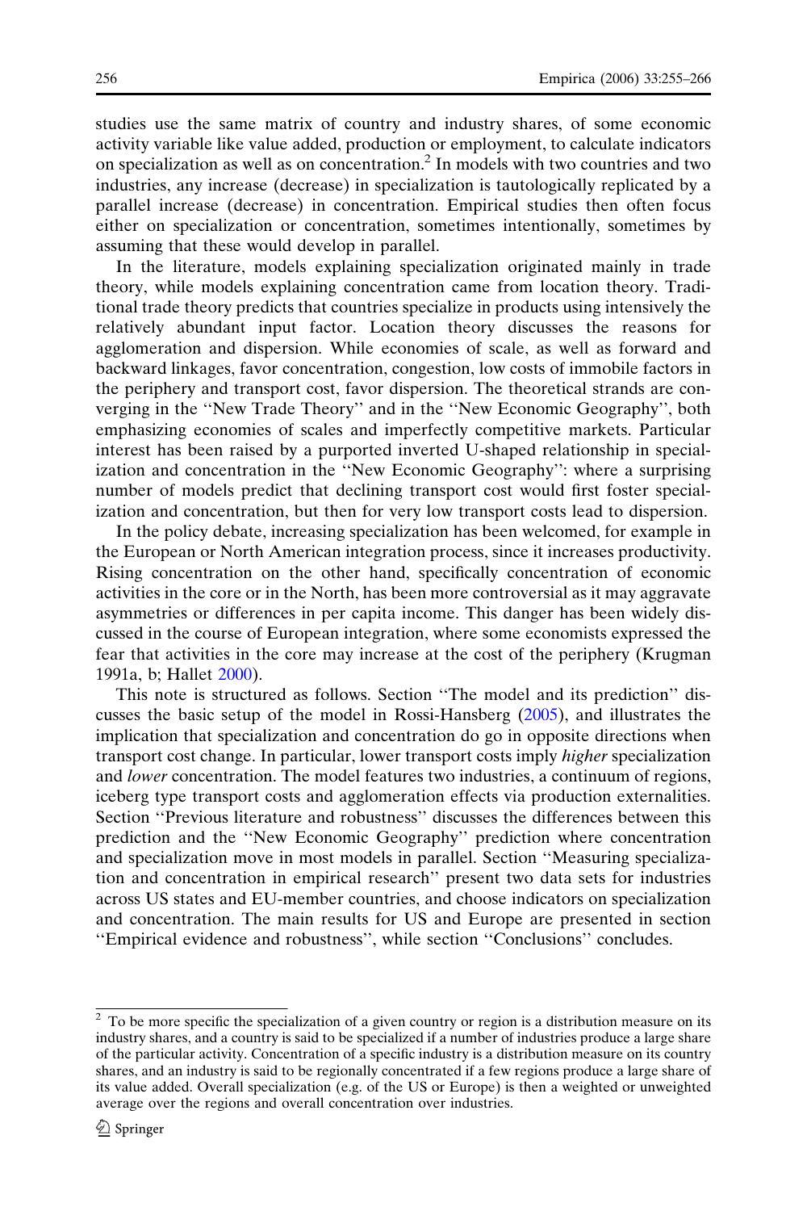studies use the same matrix of country and industry shares, of some economic activity variable like value added, production or employment, to calculate indicators on specialization as well as on concentration.[2] In models with two countries and two industries, any increase (decrease) in specialization is tautologically replicated by a parallel increase (decrease) in concentration. Empirical studies then often focus either on specialization or concentration, sometimes intentionally, sometimes by assuming that these would develop in parallel.

In the literature, models explaining specialization originated mainly in trade theory, while models explaining concentration came from location theory. Traditional trade theory predicts that countries specialize in products using intensively the relatively abundant input factor. Location theory discusses the reasons for agglomeration and dispersion. While economies of scale, as well as forward and backward linkages, favor concentration, congestion, low costs of immobile factors in the periphery and transport cost, favor dispersion. The theoretical strands are converging in the ''New Trade Theory'' and in the ''New Economic Geography'', both emphasizing economies of scales and imperfectly competitive markets. Particular interest has been raised by a purported inverted U-shaped relationship in specialization and concentration in the ''New Economic Geography'': where a surprising number of models predict that declining transport cost would first foster specialization and concentration, but then for very low transport costs lead to dispersion.

In the policy debate, increasing specialization has been welcomed, for example in the European or North American integration process, since it increases productivity. Rising concentration on the other hand, specifically concentration of economic activities in the core or in the North, has been more controversial as it may aggravate asymmetries or differences in per capita income. This danger has been widely discussed in the course of European integration, where some economists expressed the fear that activities in the core may increase at the cost of the periphery (Krugman 1991a, b; Hallet 2000).

This note is structured as follows. Section ''The model and its prediction'' discusses the basic setup of the model in Rossi-Hansberg (2005), and illustrates the implication that specialization and concentration do go in opposite directions when transport cost change. In particular, lower transport costs imply *higher* specialization and *lower* concentration. The model features two industries, a continuum of regions, iceberg type transport costs and agglomeration effects via production externalities. Section ''Previous literature and robustness'' discusses the differences between this prediction and the ''New Economic Geography'' prediction where concentration and specialization move in most models in parallel. Section ''Measuring specialization and concentration in empirical research'' present two data sets for industries across US states and EU-member countries, and choose indicators on specialization and concentration. The main results for US and Europe are presented in section ''Empirical evidence and robustness'', while section ''Conclusions'' concludes.

[2] To be more specific the specialization of a given country or region is a distribution measure on its industry shares, and a country is said to be specialized if a number of industries produce a large share of the particular activity. Concentration of a specific industry is a distribution measure on its country shares, and an industry is said to be regionally concentrated if a few regions produce a large share of its value added. Overall specialization (e.g. of the US or Europe) is then a weighted or unweighted average over the regions and overall concentration over industries.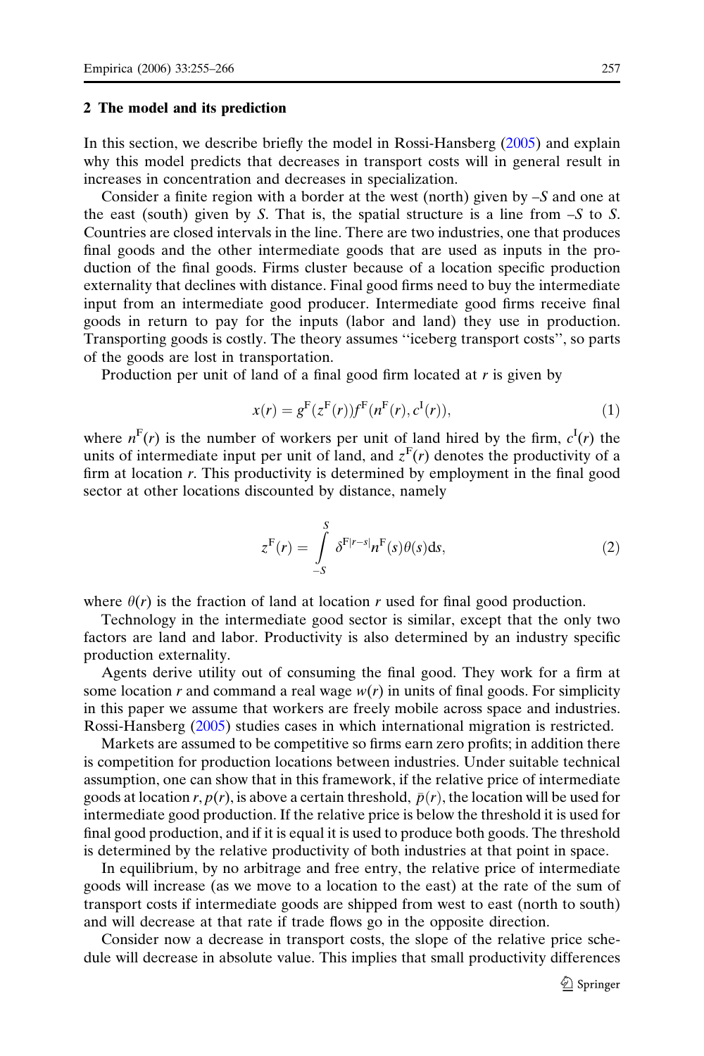## 2 The model and its prediction

In this section, we describe briefly the model in Rossi-Hansberg (2005) and explain why this model predicts that decreases in transport costs will in general result in increases in concentration and decreases in specialization.

Consider a finite region with a border at the west (north) given by $-S$ and one at the east (south) given by $S$. That is, the spatial structure is a line from $-S$ to $S$. Countries are closed intervals in the line. There are two industries, one that produces final goods and the other intermediate goods that are used as inputs in the production of the final goods. Firms cluster because of a location specific production externality that declines with distance. Final good firms need to buy the intermediate input from an intermediate good producer. Intermediate good firms receive final goods in return to pay for the inputs (labor and land) they use in production. Transporting goods is costly. The theory assumes ''iceberg transport costs'', so parts of the goods are lost in transportation.

Production per unit of land of a final good firm located at $r$ is given by

$$x(r) = g^{\mathrm{F}}(z^{\mathrm{F}}(r))f^{\mathrm{F}}(n^{\mathrm{F}}(r), c^{\mathrm{I}}(r)), \tag{1}$$

where $n^{\mathrm{F}}(r)$ is the number of workers per unit of land hired by the firm, $c^{\mathrm{I}}(r)$ the units of intermediate input per unit of land, and $z^{\mathrm{F}}(r)$ denotes the productivity of a firm at location $r$. This productivity is determined by employment in the final good sector at other locations discounted by distance, namely

$$z^{\mathrm{F}}(r) = \int_{-S}^{S} \delta^{\mathrm{F}|r-s|} n^{\mathrm{F}}(s)\theta(s)\mathrm{d}s, \tag{2}$$

where $\theta(r)$ is the fraction of land at location $r$ used for final good production.

Technology in the intermediate good sector is similar, except that the only two factors are land and labor. Productivity is also determined by an industry specific production externality.

Agents derive utility out of consuming the final good. They work for a firm at some location $r$ and command a real wage $w(r)$ in units of final goods. For simplicity in this paper we assume that workers are freely mobile across space and industries. Rossi-Hansberg (2005) studies cases in which international migration is restricted.

Markets are assumed to be competitive so firms earn zero profits; in addition there is competition for production locations between industries. Under suitable technical assumption, one can show that in this framework, if the relative price of intermediate goods at location $r$, $p(r)$, is above a certain threshold, $\bar{p}(r)$, the location will be used for intermediate good production. If the relative price is below the threshold it is used for final good production, and if it is equal it is used to produce both goods. The threshold is determined by the relative productivity of both industries at that point in space.

In equilibrium, by no arbitrage and free entry, the relative price of intermediate goods will increase (as we move to a location to the east) at the rate of the sum of transport costs if intermediate goods are shipped from west to east (north to south) and will decrease at that rate if trade flows go in the opposite direction.

Consider now a decrease in transport costs, the slope of the relative price schedule will decrease in absolute value. This implies that small productivity differences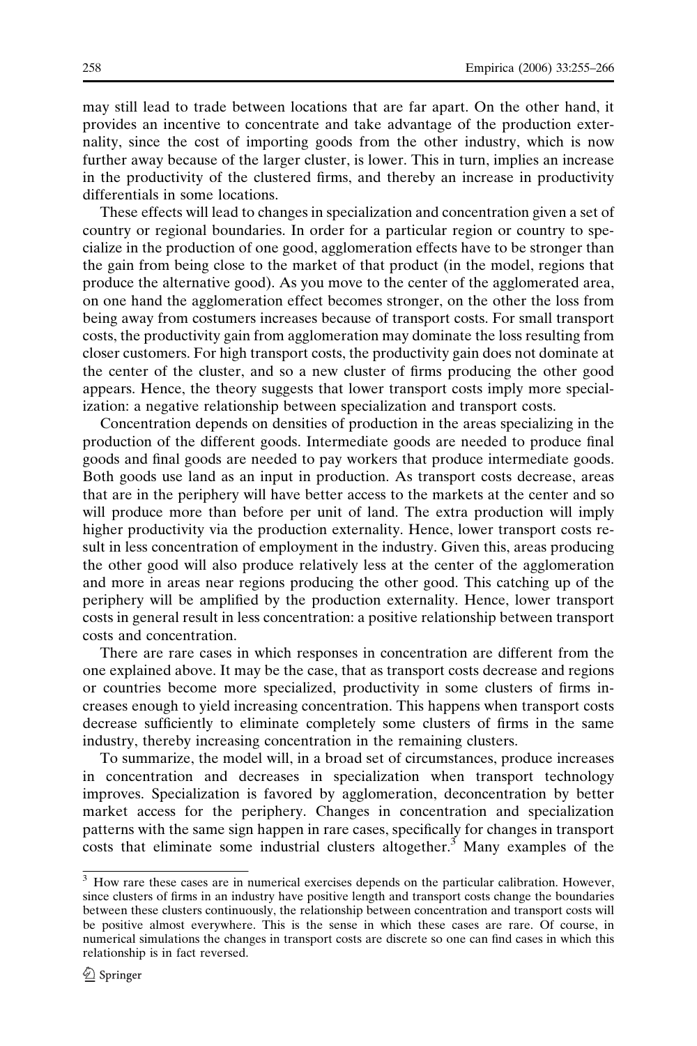may still lead to trade between locations that are far apart. On the other hand, it provides an incentive to concentrate and take advantage of the production externality, since the cost of importing goods from the other industry, which is now further away because of the larger cluster, is lower. This in turn, implies an increase in the productivity of the clustered firms, and thereby an increase in productivity differentials in some locations.

These effects will lead to changes in specialization and concentration given a set of country or regional boundaries. In order for a particular region or country to specialize in the production of one good, agglomeration effects have to be stronger than the gain from being close to the market of that product (in the model, regions that produce the alternative good). As you move to the center of the agglomerated area, on one hand the agglomeration effect becomes stronger, on the other the loss from being away from costumers increases because of transport costs. For small transport costs, the productivity gain from agglomeration may dominate the loss resulting from closer customers. For high transport costs, the productivity gain does not dominate at the center of the cluster, and so a new cluster of firms producing the other good appears. Hence, the theory suggests that lower transport costs imply more specialization: a negative relationship between specialization and transport costs.

Concentration depends on densities of production in the areas specializing in the production of the different goods. Intermediate goods are needed to produce final goods and final goods are needed to pay workers that produce intermediate goods. Both goods use land as an input in production. As transport costs decrease, areas that are in the periphery will have better access to the markets at the center and so will produce more than before per unit of land. The extra production will imply higher productivity via the production externality. Hence, lower transport costs result in less concentration of employment in the industry. Given this, areas producing the other good will also produce relatively less at the center of the agglomeration and more in areas near regions producing the other good. This catching up of the periphery will be amplified by the production externality. Hence, lower transport costs in general result in less concentration: a positive relationship between transport costs and concentration.

There are rare cases in which responses in concentration are different from the one explained above. It may be the case, that as transport costs decrease and regions or countries become more specialized, productivity in some clusters of firms increases enough to yield increasing concentration. This happens when transport costs decrease sufficiently to eliminate completely some clusters of firms in the same industry, thereby increasing concentration in the remaining clusters.

To summarize, the model will, in a broad set of circumstances, produce increases in concentration and decreases in specialization when transport technology improves. Specialization is favored by agglomeration, deconcentration by better market access for the periphery. Changes in concentration and specialization patterns with the same sign happen in rare cases, specifically for changes in transport costs that eliminate some industrial clusters altogether.[3] Many examples of the

[3] How rare these cases are in numerical exercises depends on the particular calibration. However, since clusters of firms in an industry have positive length and transport costs change the boundaries between these clusters continuously, the relationship between concentration and transport costs will be positive almost everywhere. This is the sense in which these cases are rare. Of course, in numerical simulations the changes in transport costs are discrete so one can find cases in which this relationship is in fact reversed.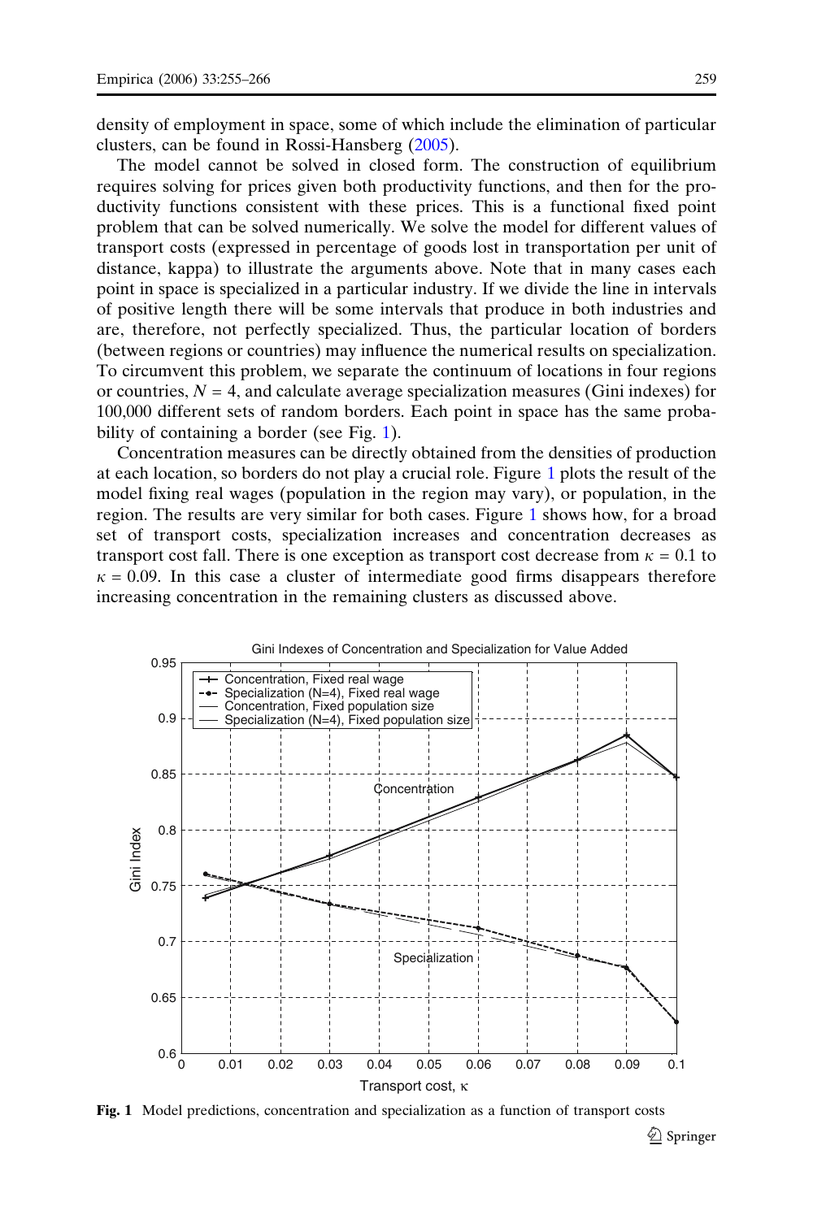density of employment in space, some of which include the elimination of particular clusters, can be found in Rossi-Hansberg (2005).

The model cannot be solved in closed form. The construction of equilibrium requires solving for prices given both productivity functions, and then for the productivity functions consistent with these prices. This is a functional fixed point problem that can be solved numerically. We solve the model for different values of transport costs (expressed in percentage of goods lost in transportation per unit of distance, kappa) to illustrate the arguments above. Note that in many cases each point in space is specialized in a particular industry. If we divide the line in intervals of positive length there will be some intervals that produce in both industries and are, therefore, not perfectly specialized. Thus, the particular location of borders (between regions or countries) may influence the numerical results on specialization. To circumvent this problem, we separate the continuum of locations in four regions or countries, $N = 4$, and calculate average specialization measures (Gini indexes) for 100,000 different sets of random borders. Each point in space has the same probability of containing a border (see Fig. 1).

Concentration measures can be directly obtained from the densities of production at each location, so borders do not play a crucial role. Figure 1 plots the result of the model fixing real wages (population in the region may vary), or population, in the region. The results are very similar for both cases. Figure 1 shows how, for a broad set of transport costs, specialization increases and concentration decreases as transport cost fall. There is one exception as transport cost decrease from $\kappa = 0.1$ to $\kappa = 0.09$. In this case a cluster of intermediate good firms disappears therefore increasing concentration in the remaining clusters as discussed above.

**Fig. 1** Model predictions, concentration and specialization as a function of transport costs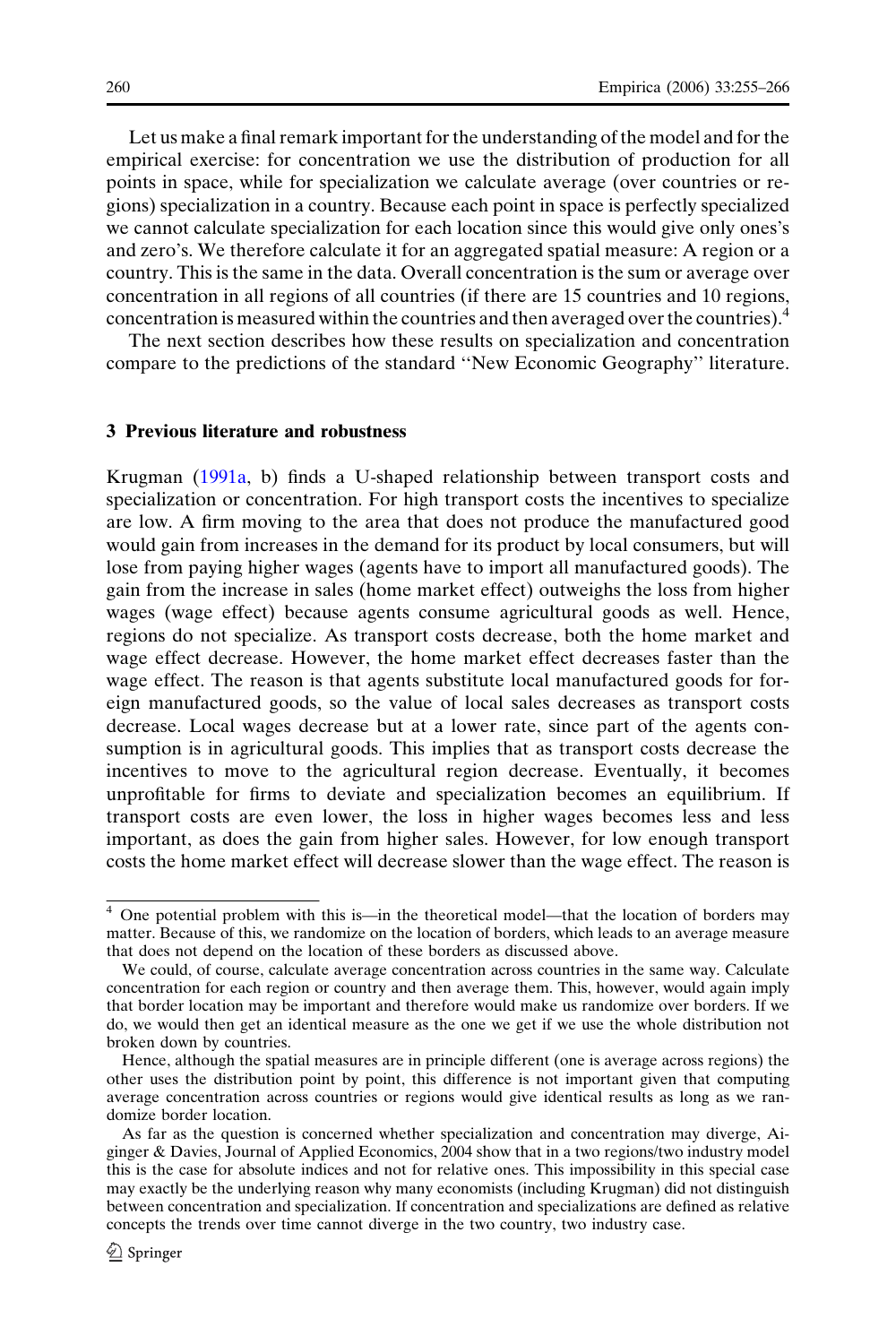Let us make a final remark important for the understanding of the model and for the empirical exercise: for concentration we use the distribution of production for all points in space, while for specialization we calculate average (over countries or regions) specialization in a country. Because each point in space is perfectly specialized we cannot calculate specialization for each location since this would give only ones's and zero's. We therefore calculate it for an aggregated spatial measure: A region or a country. This is the same in the data. Overall concentration is the sum or average over concentration in all regions of all countries (if there are 15 countries and 10 regions, concentration is measured within the countries and then averaged over the countries).[4]

The next section describes how these results on specialization and concentration compare to the predictions of the standard ''New Economic Geography'' literature.

## 3 Previous literature and robustness

Krugman (1991a, b) finds a U-shaped relationship between transport costs and specialization or concentration. For high transport costs the incentives to specialize are low. A firm moving to the area that does not produce the manufactured good would gain from increases in the demand for its product by local consumers, but will lose from paying higher wages (agents have to import all manufactured goods). The gain from the increase in sales (home market effect) outweighs the loss from higher wages (wage effect) because agents consume agricultural goods as well. Hence, regions do not specialize. As transport costs decrease, both the home market and wage effect decrease. However, the home market effect decreases faster than the wage effect. The reason is that agents substitute local manufactured goods for foreign manufactured goods, so the value of local sales decreases as transport costs decrease. Local wages decrease but at a lower rate, since part of the agents consumption is in agricultural goods. This implies that as transport costs decrease the incentives to move to the agricultural region decrease. Eventually, it becomes unprofitable for firms to deviate and specialization becomes an equilibrium. If transport costs are even lower, the loss in higher wages becomes less and less important, as does the gain from higher sales. However, for low enough transport costs the home market effect will decrease slower than the wage effect. The reason is

---

[4] One potential problem with this is—in the theoretical model—that the location of borders may matter. Because of this, we randomize on the location of borders, which leads to an average measure that does not depend on the location of these borders as discussed above.

We could, of course, calculate average concentration across countries in the same way. Calculate concentration for each region or country and then average them. This, however, would again imply that border location may be important and therefore would make us randomize over borders. If we do, we would then get an identical measure as the one we get if we use the whole distribution not broken down by countries.

Hence, although the spatial measures are in principle different (one is average across regions) the other uses the distribution point by point, this difference is not important given that computing average concentration across countries or regions would give identical results as long as we randomize border location.

As far as the question is concerned whether specialization and concentration may diverge, Aiginger & Davies, Journal of Applied Economics, 2004 show that in a two regions/two industry model this is the case for absolute indices and not for relative ones. This impossibility in this special case may exactly be the underlying reason why many economists (including Krugman) did not distinguish between concentration and specialization. If concentration and specializations are defined as relative concepts the trends over time cannot diverge in the two country, two industry case.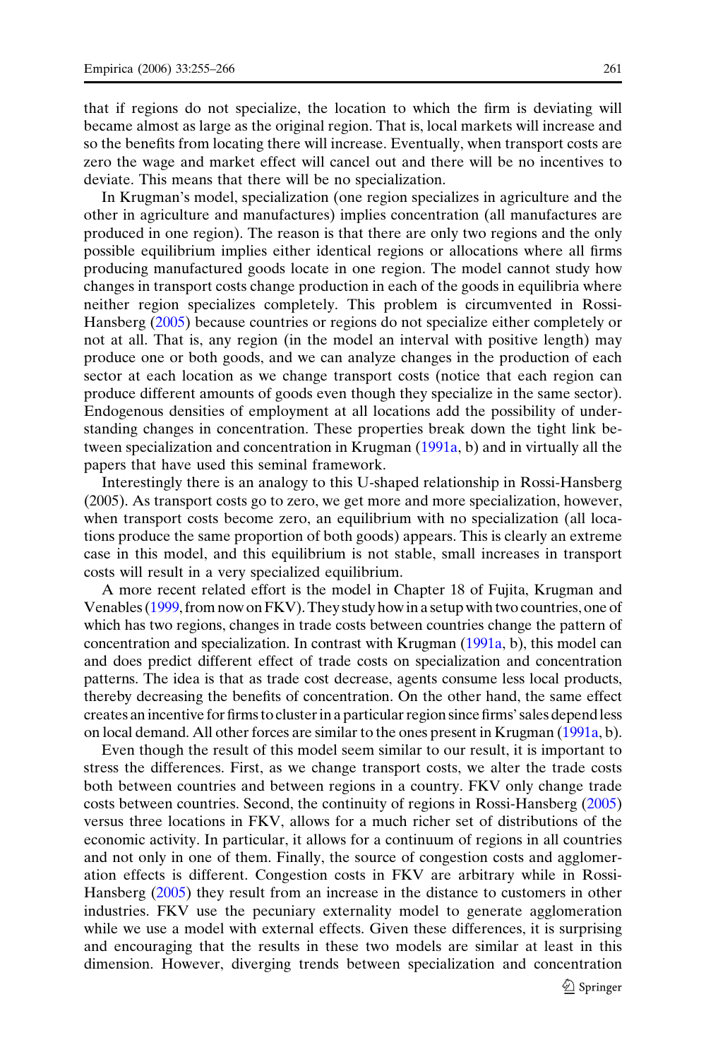that if regions do not specialize, the location to which the firm is deviating will became almost as large as the original region. That is, local markets will increase and so the benefits from locating there will increase. Eventually, when transport costs are zero the wage and market effect will cancel out and there will be no incentives to deviate. This means that there will be no specialization.

In Krugman's model, specialization (one region specializes in agriculture and the other in agriculture and manufactures) implies concentration (all manufactures are produced in one region). The reason is that there are only two regions and the only possible equilibrium implies either identical regions or allocations where all firms producing manufactured goods locate in one region. The model cannot study how changes in transport costs change production in each of the goods in equilibria where neither region specializes completely. This problem is circumvented in Rossi-Hansberg (2005) because countries or regions do not specialize either completely or not at all. That is, any region (in the model an interval with positive length) may produce one or both goods, and we can analyze changes in the production of each sector at each location as we change transport costs (notice that each region can produce different amounts of goods even though they specialize in the same sector). Endogenous densities of employment at all locations add the possibility of understanding changes in concentration. These properties break down the tight link between specialization and concentration in Krugman (1991a, b) and in virtually all the papers that have used this seminal framework.

Interestingly there is an analogy to this U-shaped relationship in Rossi-Hansberg (2005). As transport costs go to zero, we get more and more specialization, however, when transport costs become zero, an equilibrium with no specialization (all locations produce the same proportion of both goods) appears. This is clearly an extreme case in this model, and this equilibrium is not stable, small increases in transport costs will result in a very specialized equilibrium.

A more recent related effort is the model in Chapter 18 of Fujita, Krugman and Venables (1999, from now on FKV). They study how in a setup with two countries, one of which has two regions, changes in trade costs between countries change the pattern of concentration and specialization. In contrast with Krugman (1991a, b), this model can and does predict different effect of trade costs on specialization and concentration patterns. The idea is that as trade cost decrease, agents consume less local products, thereby decreasing the benefits of concentration. On the other hand, the same effect creates an incentive for firms to cluster in a particular region since firms' sales depend less on local demand. All other forces are similar to the ones present in Krugman (1991a, b).

Even though the result of this model seem similar to our result, it is important to stress the differences. First, as we change transport costs, we alter the trade costs both between countries and between regions in a country. FKV only change trade costs between countries. Second, the continuity of regions in Rossi-Hansberg (2005) versus three locations in FKV, allows for a much richer set of distributions of the economic activity. In particular, it allows for a continuum of regions in all countries and not only in one of them. Finally, the source of congestion costs and agglomeration effects is different. Congestion costs in FKV are arbitrary while in Rossi-Hansberg (2005) they result from an increase in the distance to customers in other industries. FKV use the pecuniary externality model to generate agglomeration while we use a model with external effects. Given these differences, it is surprising and encouraging that the results in these two models are similar at least in this dimension. However, diverging trends between specialization and concentration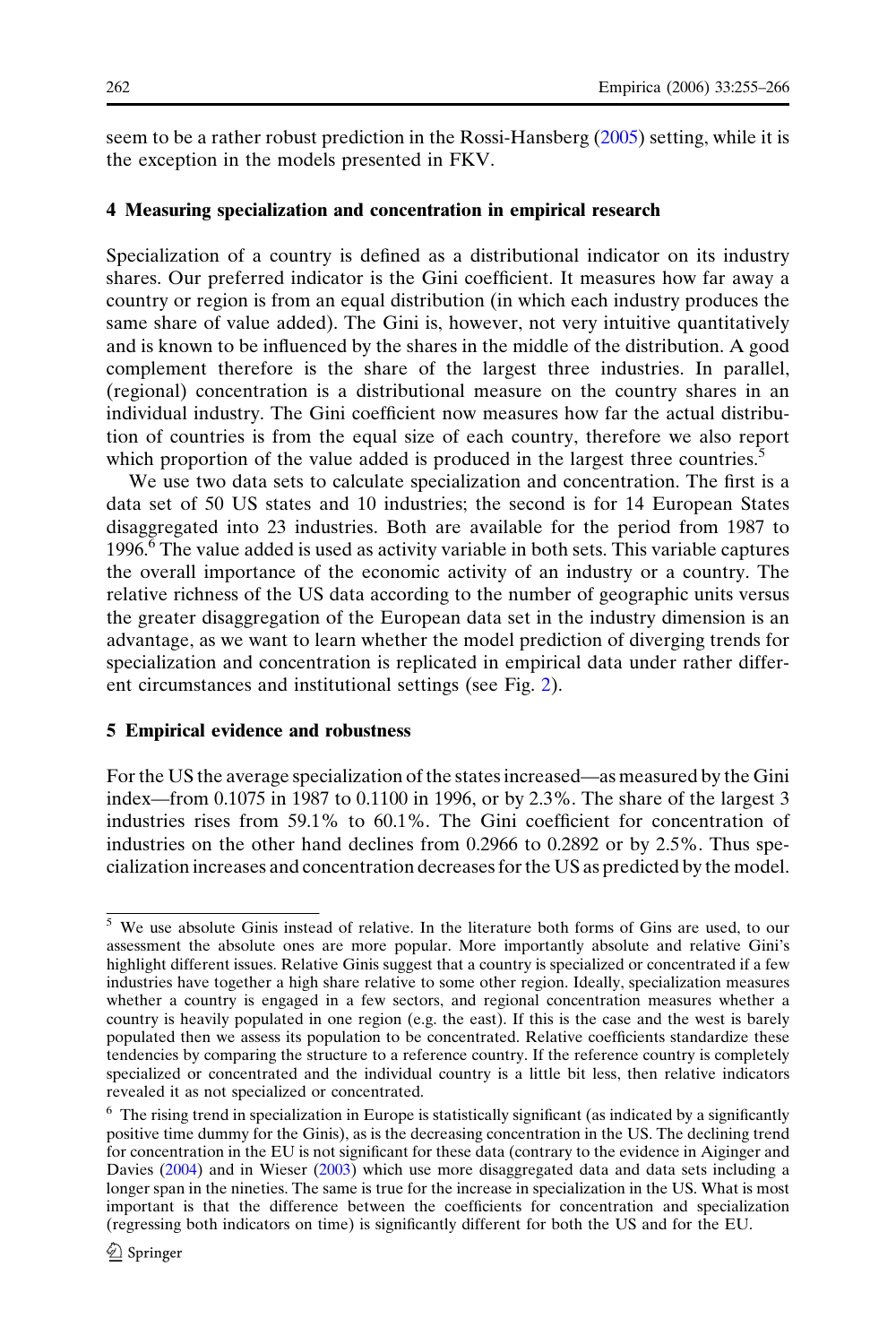seem to be a rather robust prediction in the Rossi-Hansberg (2005) setting, while it is the exception in the models presented in FKV.

## 4 Measuring specialization and concentration in empirical research

Specialization of a country is defined as a distributional indicator on its industry shares. Our preferred indicator is the Gini coefficient. It measures how far away a country or region is from an equal distribution (in which each industry produces the same share of value added). The Gini is, however, not very intuitive quantitatively and is known to be influenced by the shares in the middle of the distribution. A good complement therefore is the share of the largest three industries. In parallel, (regional) concentration is a distributional measure on the country shares in an individual industry. The Gini coefficient now measures how far the actual distribution of countries is from the equal size of each country, therefore we also report which proportion of the value added is produced in the largest three countries.[5]

We use two data sets to calculate specialization and concentration. The first is a data set of 50 US states and 10 industries; the second is for 14 European States disaggregated into 23 industries. Both are available for the period from 1987 to 1996.[6] The value added is used as activity variable in both sets. This variable captures the overall importance of the economic activity of an industry or a country. The relative richness of the US data according to the number of geographic units versus the greater disaggregation of the European data set in the industry dimension is an advantage, as we want to learn whether the model prediction of diverging trends for specialization and concentration is replicated in empirical data under rather different circumstances and institutional settings (see Fig. 2).

## 5 Empirical evidence and robustness

For the US the average specialization of the states increased—as measured by the Gini index—from 0.1075 in 1987 to 0.1100 in 1996, or by 2.3%. The share of the largest 3 industries rises from 59.1% to 60.1%. The Gini coefficient for concentration of industries on the other hand declines from 0.2966 to 0.2892 or by 2.5%. Thus specialization increases and concentration decreases for the US as predicted by the model.

---

[5] We use absolute Ginis instead of relative. In the literature both forms of Gins are used, to our assessment the absolute ones are more popular. More importantly absolute and relative Gini's highlight different issues. Relative Ginis suggest that a country is specialized or concentrated if a few industries have together a high share relative to some other region. Ideally, specialization measures whether a country is engaged in a few sectors, and regional concentration measures whether a country is heavily populated in one region (e.g. the east). If this is the case and the west is barely populated then we assess its population to be concentrated. Relative coefficients standardize these tendencies by comparing the structure to a reference country. If the reference country is completely specialized or concentrated and the individual country is a little bit less, then relative indicators revealed it as not specialized or concentrated.

[6] The rising trend in specialization in Europe is statistically significant (as indicated by a significantly positive time dummy for the Ginis), as is the decreasing concentration in the US. The declining trend for concentration in the EU is not significant for these data (contrary to the evidence in Aiginger and Davies (2004) and in Wieser (2003) which use more disaggregated data and data sets including a longer span in the nineties. The same is true for the increase in specialization in the US. What is most important is that the difference between the coefficients for concentration and specialization (regressing both indicators on time) is significantly different for both the US and for the EU.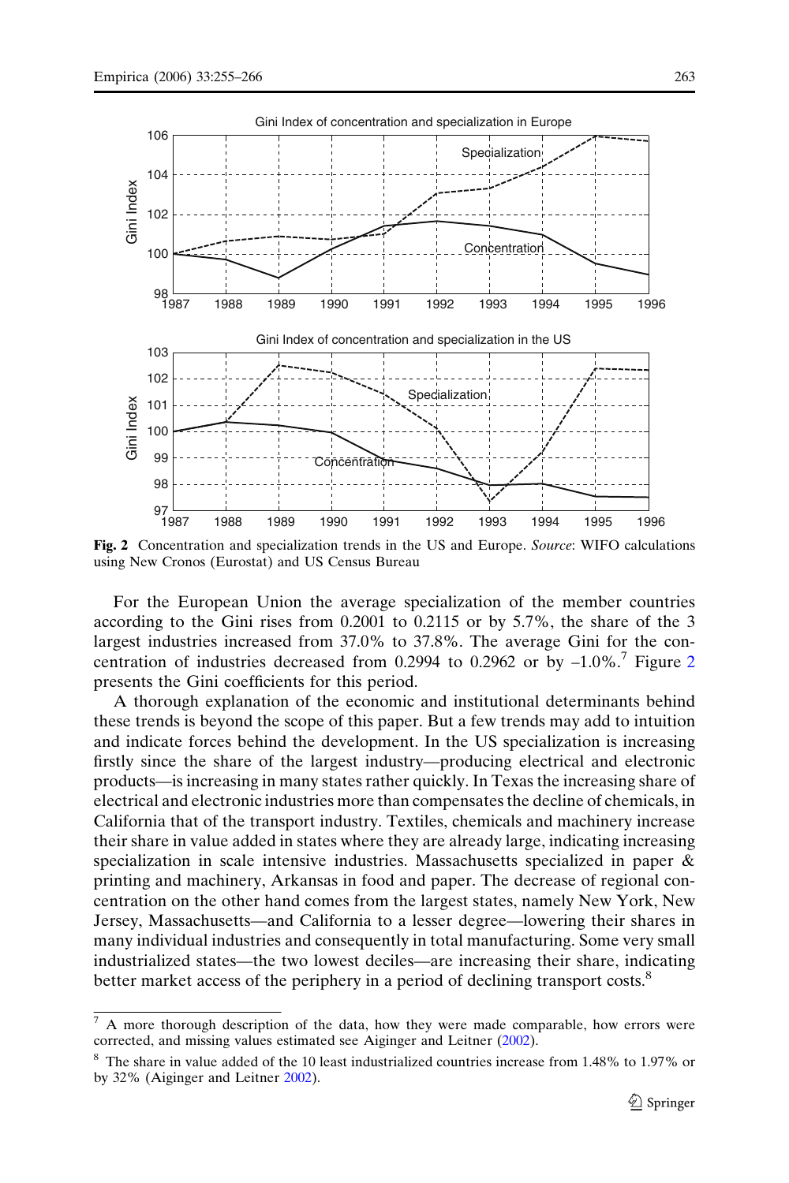**Fig. 2** Concentration and specialization trends in the US and Europe. *Source*: WIFO calculations using New Cronos (Eurostat) and US Census Bureau

For the European Union the average specialization of the member countries according to the Gini rises from 0.2001 to 0.2115 or by 5.7%, the share of the 3 largest industries increased from 37.0% to 37.8%. The average Gini for the concentration of industries decreased from 0.2994 to 0.2962 or by –1.0%.[7] Figure 2 presents the Gini coefficients for this period.

A thorough explanation of the economic and institutional determinants behind these trends is beyond the scope of this paper. But a few trends may add to intuition and indicate forces behind the development. In the US specialization is increasing firstly since the share of the largest industry—producing electrical and electronic products—is increasing in many states rather quickly. In Texas the increasing share of electrical and electronic industries more than compensates the decline of chemicals, in California that of the transport industry. Textiles, chemicals and machinery increase their share in value added in states where they are already large, indicating increasing specialization in scale intensive industries. Massachusetts specialized in paper & printing and machinery, Arkansas in food and paper. The decrease of regional concentration on the other hand comes from the largest states, namely New York, New Jersey, Massachusetts—and California to a lesser degree—lowering their shares in many individual industries and consequently in total manufacturing. Some very small industrialized states—the two lowest deciles—are increasing their share, indicating better market access of the periphery in a period of declining transport costs.[8]

---

[7] A more thorough description of the data, how they were made comparable, how errors were corrected, and missing values estimated see Aiginger and Leitner (2002).

[8] The share in value added of the 10 least industrialized countries increase from 1.48% to 1.97% or by 32% (Aiginger and Leitner 2002).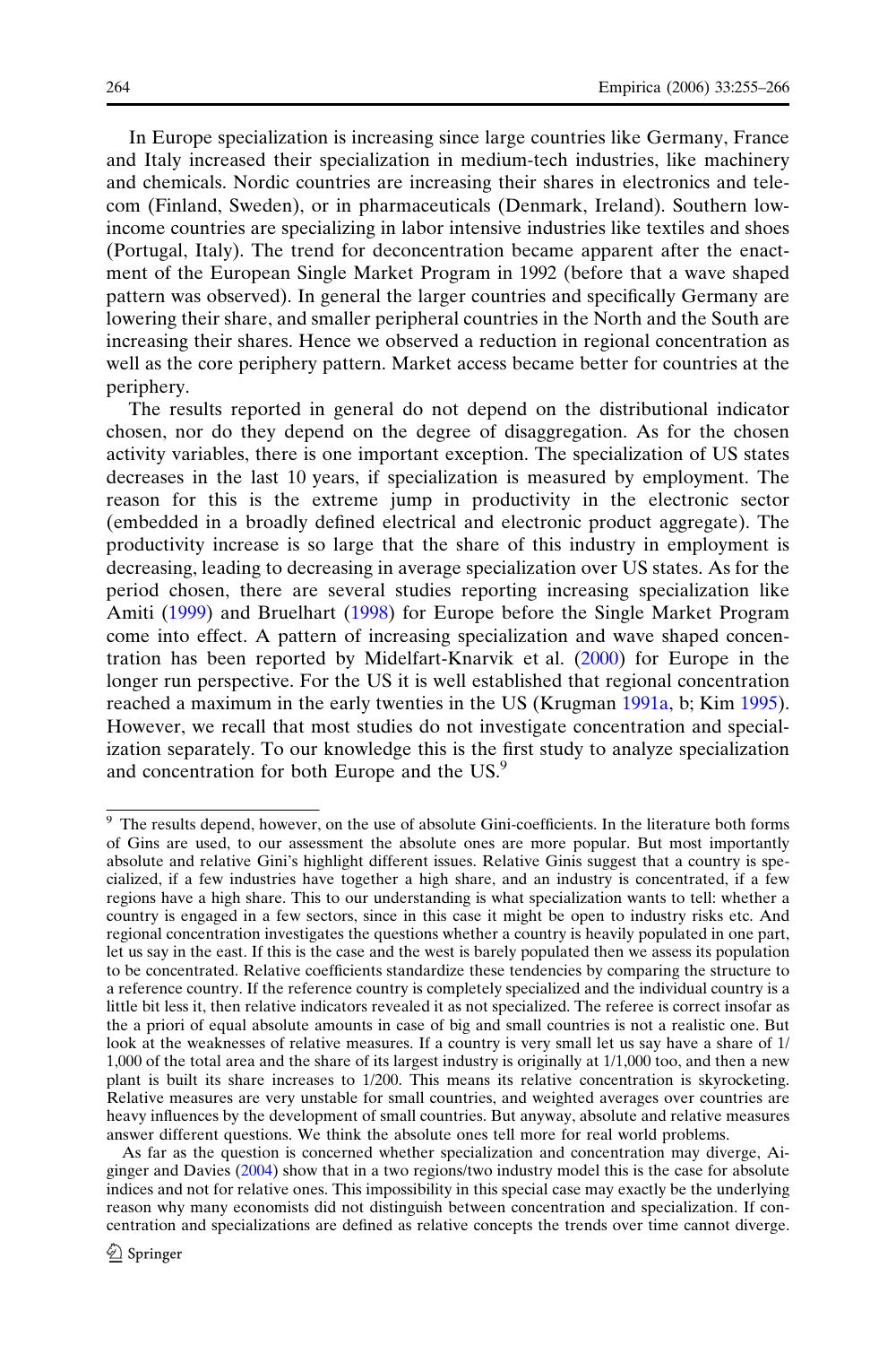In Europe specialization is increasing since large countries like Germany, France and Italy increased their specialization in medium-tech industries, like machinery and chemicals. Nordic countries are increasing their shares in electronics and telecom (Finland, Sweden), or in pharmaceuticals (Denmark, Ireland). Southern low-income countries are specializing in labor intensive industries like textiles and shoes (Portugal, Italy). The trend for deconcentration became apparent after the enactment of the European Single Market Program in 1992 (before that a wave shaped pattern was observed). In general the larger countries and specifically Germany are lowering their share, and smaller peripheral countries in the North and the South are increasing their shares. Hence we observed a reduction in regional concentration as well as the core periphery pattern. Market access became better for countries at the periphery.

The results reported in general do not depend on the distributional indicator chosen, nor do they depend on the degree of disaggregation. As for the chosen activity variables, there is one important exception. The specialization of US states decreases in the last 10 years, if specialization is measured by employment. The reason for this is the extreme jump in productivity in the electronic sector (embedded in a broadly defined electrical and electronic product aggregate). The productivity increase is so large that the share of this industry in employment is decreasing, leading to decreasing in average specialization over US states. As for the period chosen, there are several studies reporting increasing specialization like Amiti (1999) and Bruelhart (1998) for Europe before the Single Market Program come into effect. A pattern of increasing specialization and wave shaped concentration has been reported by Midelfart-Knarvik et al. (2000) for Europe in the longer run perspective. For the US it is well established that regional concentration reached a maximum in the early twenties in the US (Krugman 1991a, b; Kim 1995). However, we recall that most studies do not investigate concentration and specialization separately. To our knowledge this is the first study to analyze specialization and concentration for both Europe and the US.[9]

---

[9] The results depend, however, on the use of absolute Gini-coefficients. In the literature both forms of Gins are used, to our assessment the absolute ones are more popular. But most importantly absolute and relative Gini's highlight different issues. Relative Ginis suggest that a country is specialized, if a few industries have together a high share, and an industry is concentrated, if a few regions have a high share. This to our understanding is what specialization wants to tell: whether a country is engaged in a few sectors, since in this case it might be open to industry risks etc. And regional concentration investigates the questions whether a country is heavily populated in one part, let us say in the east. If this is the case and the west is barely populated then we assess its population to be concentrated. Relative coefficients standardize these tendencies by comparing the structure to a reference country. If the reference country is completely specialized and the individual country is a little bit less it, then relative indicators revealed it as not specialized. The referee is correct insofar as the a priori of equal absolute amounts in case of big and small countries is not a realistic one. But look at the weaknesses of relative measures. If a country is very small let us say have a share of 1/1,000 of the total area and the share of its largest industry is originally at 1/1,000 too, and then a new plant is built its share increases to 1/200. This means its relative concentration is skyrocketing. Relative measures are very unstable for small countries, and weighted averages over countries are heavy influences by the development of small countries. But anyway, absolute and relative measures answer different questions. We think the absolute ones tell more for real world problems.

As far as the question is concerned whether specialization and concentration may diverge, Aiginger and Davies (2004) show that in a two regions/two industry model this is the case for absolute indices and not for relative ones. This impossibility in this special case may exactly be the underlying reason why many economists did not distinguish between concentration and specialization. If concentration and specializations are defined as relative concepts the trends over time cannot diverge.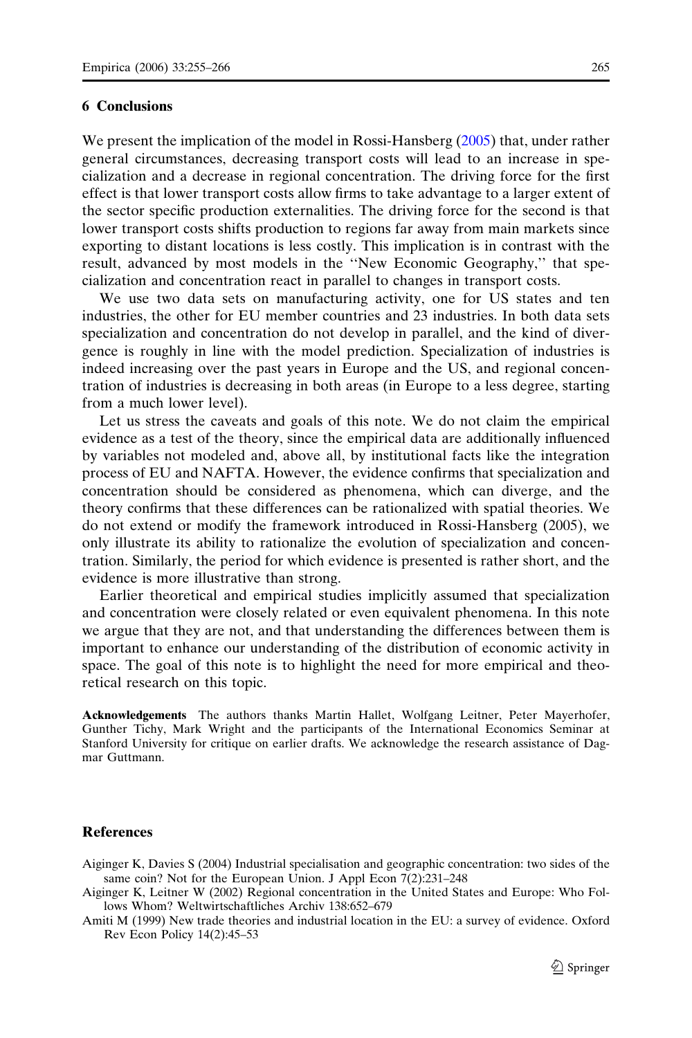## 6 Conclusions

We present the implication of the model in Rossi-Hansberg (2005) that, under rather general circumstances, decreasing transport costs will lead to an increase in specialization and a decrease in regional concentration. The driving force for the first effect is that lower transport costs allow firms to take advantage to a larger extent of the sector specific production externalities. The driving force for the second is that lower transport costs shifts production to regions far away from main markets since exporting to distant locations is less costly. This implication is in contrast with the result, advanced by most models in the ''New Economic Geography,'' that specialization and concentration react in parallel to changes in transport costs.

We use two data sets on manufacturing activity, one for US states and ten industries, the other for EU member countries and 23 industries. In both data sets specialization and concentration do not develop in parallel, and the kind of divergence is roughly in line with the model prediction. Specialization of industries is indeed increasing over the past years in Europe and the US, and regional concentration of industries is decreasing in both areas (in Europe to a less degree, starting from a much lower level).

Let us stress the caveats and goals of this note. We do not claim the empirical evidence as a test of the theory, since the empirical data are additionally influenced by variables not modeled and, above all, by institutional facts like the integration process of EU and NAFTA. However, the evidence confirms that specialization and concentration should be considered as phenomena, which can diverge, and the theory confirms that these differences can be rationalized with spatial theories. We do not extend or modify the framework introduced in Rossi-Hansberg (2005), we only illustrate its ability to rationalize the evolution of specialization and concentration. Similarly, the period for which evidence is presented is rather short, and the evidence is more illustrative than strong.

Earlier theoretical and empirical studies implicitly assumed that specialization and concentration were closely related or even equivalent phenomena. In this note we argue that they are not, and that understanding the differences between them is important to enhance our understanding of the distribution of economic activity in space. The goal of this note is to highlight the need for more empirical and theoretical research on this topic.

**Acknowledgements** The authors thanks Martin Hallet, Wolfgang Leitner, Peter Mayerhofer, Gunther Tichy, Mark Wright and the participants of the International Economics Seminar at Stanford University for critique on earlier drafts. We acknowledge the research assistance of Dagmar Guttmann.

## References

Aiginger K, Davies S (2004) Industrial specialisation and geographic concentration: two sides of the same coin? Not for the European Union. J Appl Econ 7(2):231–248

Aiginger K, Leitner W (2002) Regional concentration in the United States and Europe: Who Follows Whom? Weltwirtschaftliches Archiv 138:652–679

Amiti M (1999) New trade theories and industrial location in the EU: a survey of evidence. Oxford Rev Econ Policy 14(2):45–53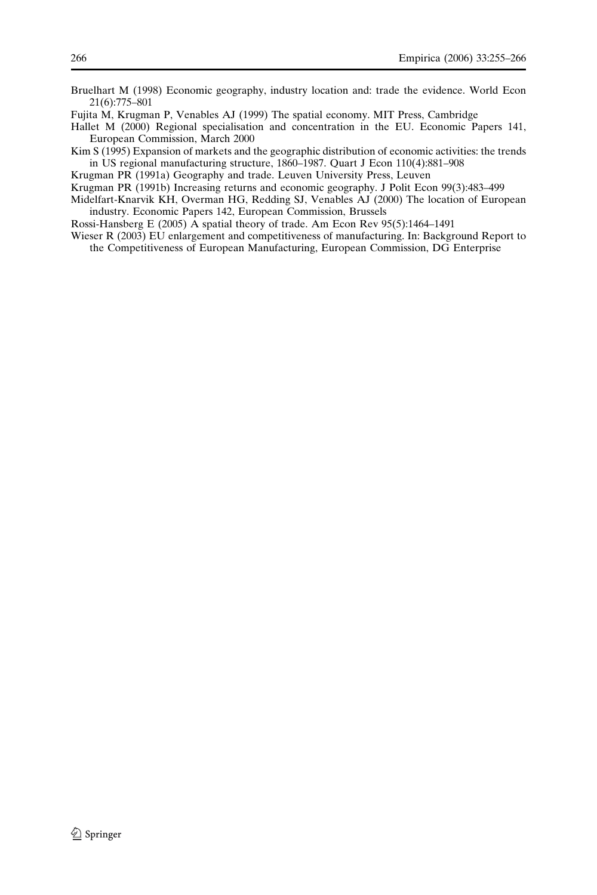Bruelhart M (1998) Economic geography, industry location and: trade the evidence. World Econ 21(6):775–801

Fujita M, Krugman P, Venables AJ (1999) The spatial economy. MIT Press, Cambridge

Hallet M (2000) Regional specialisation and concentration in the EU. Economic Papers 141, European Commission, March 2000

Kim S (1995) Expansion of markets and the geographic distribution of economic activities: the trends in US regional manufacturing structure, 1860–1987. Quart J Econ 110(4):881–908

Krugman PR (1991a) Geography and trade. Leuven University Press, Leuven

Krugman PR (1991b) Increasing returns and economic geography. J Polit Econ 99(3):483–499

Midelfart-Knarvik KH, Overman HG, Redding SJ, Venables AJ (2000) The location of European industry. Economic Papers 142, European Commission, Brussels

Rossi-Hansberg E (2005) A spatial theory of trade. Am Econ Rev 95(5):1464–1491

Wieser R (2003) EU enlargement and competitiveness of manufacturing. In: Background Report to the Competitiveness of European Manufacturing, European Commission, DG Enterprise